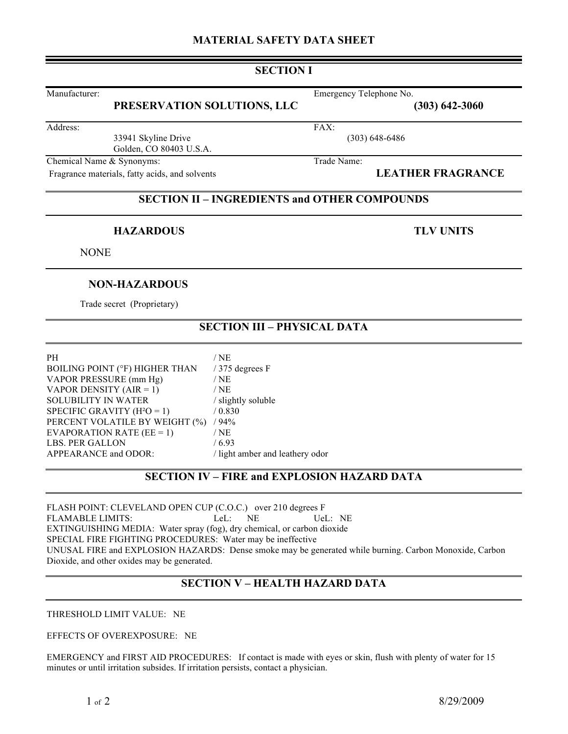# MATERIAL SAFETY DATA SHEET

## SECTION I

| | |
|---|---|
| Manufacturer: **PRESERVATION SOLUTIONS, LLC** | Emergency Telephone No. **(303) 642-3060** |
| Address: 33941 Skyline Drive, Golden, CO 80403 U.S.A. | FAX: (303) 648-6486 |
| Chemical Name & Synonyms: Fragrance materials, fatty acids, and solvents | Trade Name: **LEATHER FRAGRANCE** |

## SECTION II – INGREDIENTS and OTHER COMPOUNDS

| **HAZARDOUS** | **TLV UNITS** |
|---|---|
| NONE | |

**NON-HAZARDOUS**

Trade secret (Proprietary)

## SECTION III – PHYSICAL DATA

| | |
|---|---|
| PH | / NE |
| BOILING POINT (°F) HIGHER THAN | / 375 degrees F |
| VAPOR PRESSURE (mm Hg) | / NE |
| VAPOR DENSITY (AIR = 1) | / NE |
| SOLUBILITY IN WATER | / slightly soluble |
| SPECIFIC GRAVITY (H²O = 1) | / 0.830 |
| PERCENT VOLATILE BY WEIGHT (%) | / 94% |
| EVAPORATION RATE (EE = 1) | / NE |
| LBS. PER GALLON | / 6.93 |
| APPEARANCE and ODOR: | / light amber and leathery odor |

## SECTION IV – FIRE and EXPLOSION HAZARD DATA

FLASH POINT: CLEVELAND OPEN CUP (C.O.C.) over 210 degrees F

FLAMABLE LIMITS: LeL: NE UeL: NE

EXTINGUISHING MEDIA: Water spray (fog), dry chemical, or carbon dioxide

SPECIAL FIRE FIGHTING PROCEDURES: Water may be ineffective

UNUSAL FIRE and EXPLOSION HAZARDS: Dense smoke may be generated while burning. Carbon Monoxide, Carbon Dioxide, and other oxides may be generated.

## SECTION V – HEALTH HAZARD DATA

THRESHOLD LIMIT VALUE: NE

EFFECTS OF OVEREXPOSURE: NE

EMERGENCY and FIRST AID PROCEDURES: If contact is made with eyes or skin, flush with plenty of water for 15 minutes or until irritation subsides. If irritation persists, contact a physician.

8/29/2009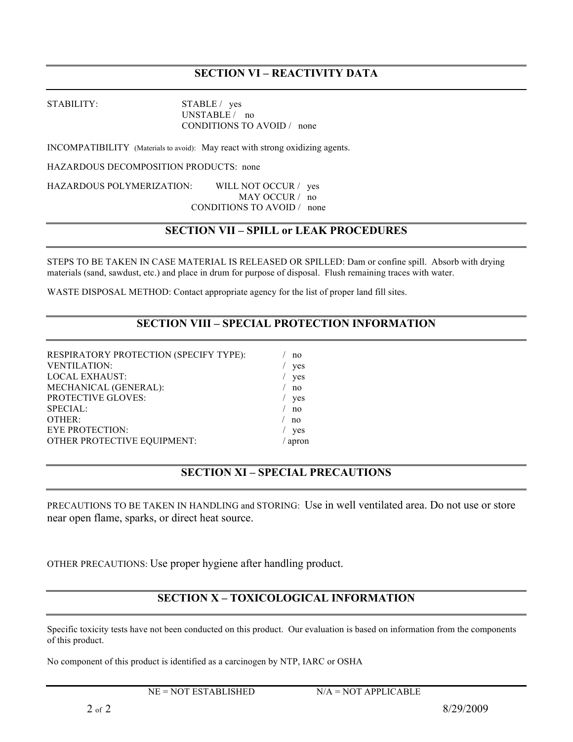## SECTION VI – REACTIVITY DATA

STABILITY:
STABLE / yes
UNSTABLE / no
CONDITIONS TO AVOID / none

INCOMPATIBILITY (Materials to avoid): May react with strong oxidizing agents.

HAZARDOUS DECOMPOSITION PRODUCTS: none

HAZARDOUS POLYMERIZATION:
WILL NOT OCCUR / yes
MAY OCCUR / no
CONDITIONS TO AVOID / none

## SECTION VII – SPILL or LEAK PROCEDURES

STEPS TO BE TAKEN IN CASE MATERIAL IS RELEASED OR SPILLED: Dam or confine spill. Absorb with drying materials (sand, sawdust, etc.) and place in drum for purpose of disposal. Flush remaining traces with water.

WASTE DISPOSAL METHOD: Contact appropriate agency for the list of proper land fill sites.

## SECTION VIII – SPECIAL PROTECTION INFORMATION

| | |
|---|---|
| RESPIRATORY PROTECTION (SPECIFY TYPE): | / no |
| VENTILATION: | / yes |
| LOCAL EXHAUST: | / yes |
| MECHANICAL (GENERAL): | / no |
| PROTECTIVE GLOVES: | / yes |
| SPECIAL: | / no |
| OTHER: | / no |
| EYE PROTECTION: | / yes |
| OTHER PROTECTIVE EQUIPMENT: | / apron |

## SECTION XI – SPECIAL PRECAUTIONS

PRECAUTIONS TO BE TAKEN IN HANDLING and STORING: Use in well ventilated area. Do not use or store near open flame, sparks, or direct heat source.

OTHER PRECAUTIONS: Use proper hygiene after handling product.

## SECTION X – TOXICOLOGICAL INFORMATION

Specific toxicity tests have not been conducted on this product. Our evaluation is based on information from the components of this product.

No component of this product is identified as a carcinogen by NTP, IARC or OSHA

NE = NOT ESTABLISHED N/A = NOT APPLICABLE

8/29/2009